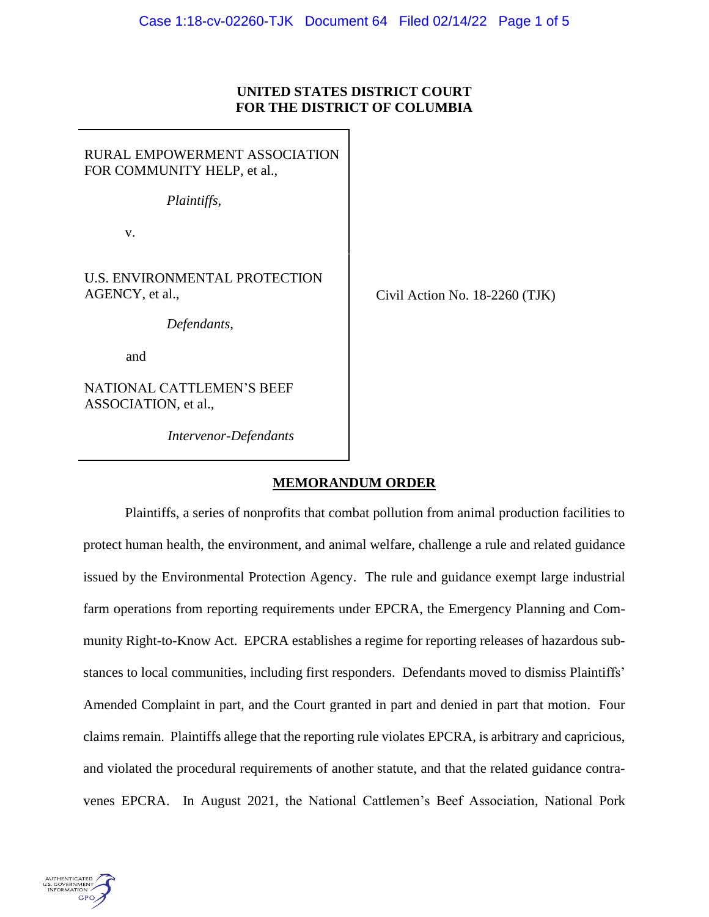**UNITED STATES DISTRICT COURT**
**FOR THE DISTRICT OF COLUMBIA**

RURAL EMPOWERMENT ASSOCIATION FOR COMMUNITY HELP, et al.,

*Plaintiffs*,

v.

U.S. ENVIRONMENTAL PROTECTION AGENCY, et al.,

*Defendants*,

and

NATIONAL CATTLEMEN'S BEEF ASSOCIATION, et al.,

*Intervenor-Defendants*

Civil Action No. 18-2260 (TJK)

**MEMORANDUM ORDER**

Plaintiffs, a series of nonprofits that combat pollution from animal production facilities to protect human health, the environment, and animal welfare, challenge a rule and related guidance issued by the Environmental Protection Agency. The rule and guidance exempt large industrial farm operations from reporting requirements under EPCRA, the Emergency Planning and Community Right-to-Know Act. EPCRA establishes a regime for reporting releases of hazardous substances to local communities, including first responders. Defendants moved to dismiss Plaintiffs' Amended Complaint in part, and the Court granted in part and denied in part that motion. Four claims remain. Plaintiffs allege that the reporting rule violates EPCRA, is arbitrary and capricious, and violated the procedural requirements of another statute, and that the related guidance contravenes EPCRA. In August 2021, the National Cattlemen's Beef Association, National Pork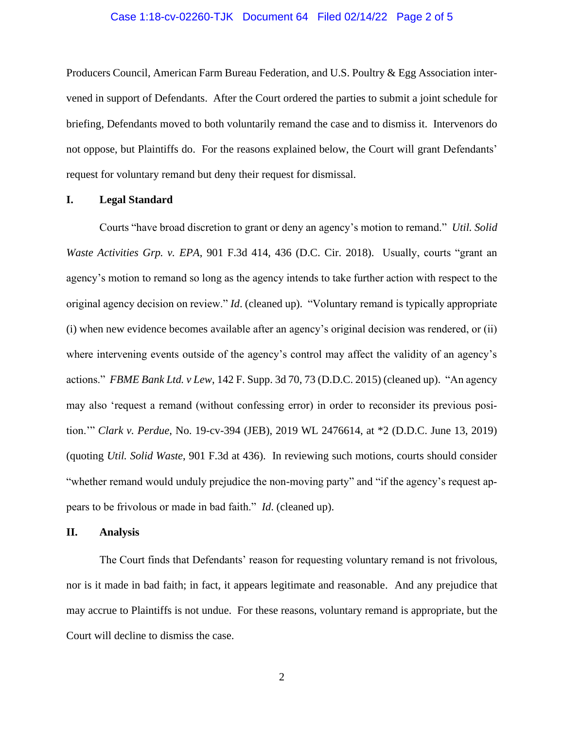Producers Council, American Farm Bureau Federation, and U.S. Poultry & Egg Association intervened in support of Defendants. After the Court ordered the parties to submit a joint schedule for briefing, Defendants moved to both voluntarily remand the case and to dismiss it. Intervenors do not oppose, but Plaintiffs do. For the reasons explained below, the Court will grant Defendants' request for voluntary remand but deny their request for dismissal.

## I. Legal Standard

Courts "have broad discretion to grant or deny an agency's motion to remand." *Util. Solid Waste Activities Grp. v. EPA*, 901 F.3d 414, 436 (D.C. Cir. 2018). Usually, courts "grant an agency's motion to remand so long as the agency intends to take further action with respect to the original agency decision on review." *Id*. (cleaned up). "Voluntary remand is typically appropriate (i) when new evidence becomes available after an agency's original decision was rendered, or (ii) where intervening events outside of the agency's control may affect the validity of an agency's actions." *FBME Bank Ltd. v Lew*, 142 F. Supp. 3d 70, 73 (D.D.C. 2015) (cleaned up). "An agency may also 'request a remand (without confessing error) in order to reconsider its previous position.'" *Clark v. Perdue*, No. 19-cv-394 (JEB), 2019 WL 2476614, at *2 (D.D.C. June 13, 2019) (quoting *Util. Solid Waste*, 901 F.3d at 436). In reviewing such motions, courts should consider "whether remand would unduly prejudice the non-moving party" and "if the agency's request appears to be frivolous or made in bad faith." *Id*. (cleaned up).

## II. Analysis

The Court finds that Defendants' reason for requesting voluntary remand is not frivolous, nor is it made in bad faith; in fact, it appears legitimate and reasonable. And any prejudice that may accrue to Plaintiffs is not undue. For these reasons, voluntary remand is appropriate, but the Court will decline to dismiss the case.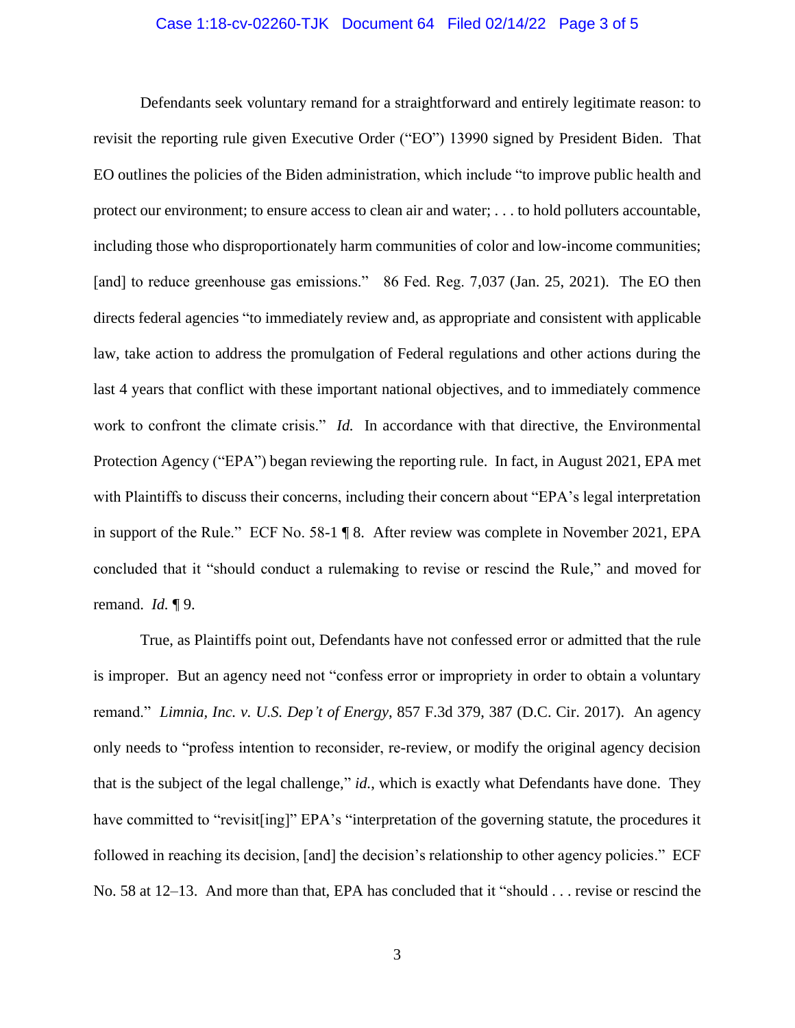Defendants seek voluntary remand for a straightforward and entirely legitimate reason: to revisit the reporting rule given Executive Order ("EO") 13990 signed by President Biden. That EO outlines the policies of the Biden administration, which include "to improve public health and protect our environment; to ensure access to clean air and water; . . . to hold polluters accountable, including those who disproportionately harm communities of color and low-income communities; [and] to reduce greenhouse gas emissions." 86 Fed. Reg. 7,037 (Jan. 25, 2021). The EO then directs federal agencies "to immediately review and, as appropriate and consistent with applicable law, take action to address the promulgation of Federal regulations and other actions during the last 4 years that conflict with these important national objectives, and to immediately commence work to confront the climate crisis." *Id.* In accordance with that directive, the Environmental Protection Agency ("EPA") began reviewing the reporting rule. In fact, in August 2021, EPA met with Plaintiffs to discuss their concerns, including their concern about "EPA's legal interpretation in support of the Rule." ECF No. 58-1 ¶ 8. After review was complete in November 2021, EPA concluded that it "should conduct a rulemaking to revise or rescind the Rule," and moved for remand. *Id.* ¶ 9.

True, as Plaintiffs point out, Defendants have not confessed error or admitted that the rule is improper. But an agency need not "confess error or impropriety in order to obtain a voluntary remand." *Limnia, Inc. v. U.S. Dep't of Energy*, 857 F.3d 379, 387 (D.C. Cir. 2017). An agency only needs to "profess intention to reconsider, re-review, or modify the original agency decision that is the subject of the legal challenge," *id.*, which is exactly what Defendants have done. They have committed to "revisit[ing]" EPA's "interpretation of the governing statute, the procedures it followed in reaching its decision, [and] the decision's relationship to other agency policies." ECF No. 58 at 12–13. And more than that, EPA has concluded that it "should . . . revise or rescind the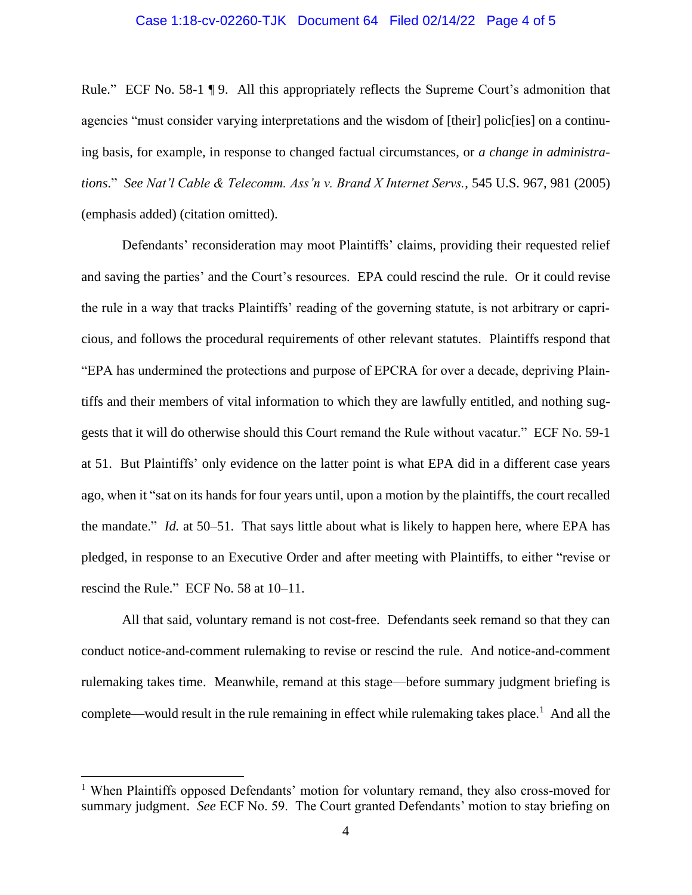Rule." ECF No. 58-1 ¶ 9. All this appropriately reflects the Supreme Court's admonition that agencies "must consider varying interpretations and the wisdom of [their] polic[ies] on a continuing basis, for example, in response to changed factual circumstances, or *a change in administrations*." *See Nat'l Cable & Telecomm. Ass'n v. Brand X Internet Servs.*, 545 U.S. 967, 981 (2005) (emphasis added) (citation omitted).

Defendants' reconsideration may moot Plaintiffs' claims, providing their requested relief and saving the parties' and the Court's resources. EPA could rescind the rule. Or it could revise the rule in a way that tracks Plaintiffs' reading of the governing statute, is not arbitrary or capricious, and follows the procedural requirements of other relevant statutes. Plaintiffs respond that "EPA has undermined the protections and purpose of EPCRA for over a decade, depriving Plaintiffs and their members of vital information to which they are lawfully entitled, and nothing suggests that it will do otherwise should this Court remand the Rule without vacatur." ECF No. 59-1 at 51. But Plaintiffs' only evidence on the latter point is what EPA did in a different case years ago, when it "sat on its hands for four years until, upon a motion by the plaintiffs, the court recalled the mandate." *Id.* at 50–51. That says little about what is likely to happen here, where EPA has pledged, in response to an Executive Order and after meeting with Plaintiffs, to either "revise or rescind the Rule." ECF No. 58 at 10–11.

All that said, voluntary remand is not cost-free. Defendants seek remand so that they can conduct notice-and-comment rulemaking to revise or rescind the rule. And notice-and-comment rulemaking takes time. Meanwhile, remand at this stage—before summary judgment briefing is complete—would result in the rule remaining in effect while rulemaking takes place.[1] And all the

[1] When Plaintiffs opposed Defendants' motion for voluntary remand, they also cross-moved for summary judgment. *See* ECF No. 59. The Court granted Defendants' motion to stay briefing on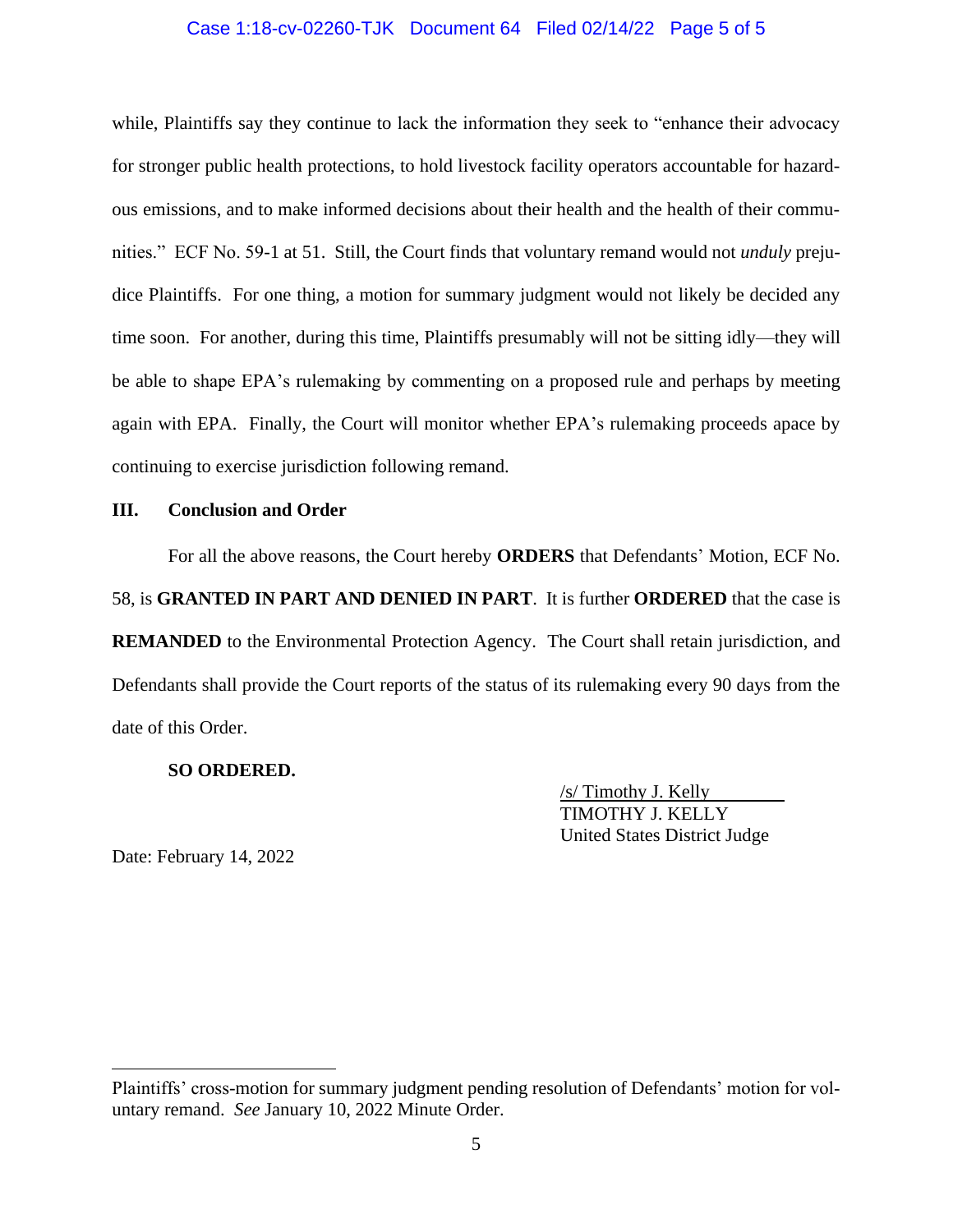while, Plaintiffs say they continue to lack the information they seek to "enhance their advocacy for stronger public health protections, to hold livestock facility operators accountable for hazardous emissions, and to make informed decisions about their health and the health of their communities." ECF No. 59-1 at 51. Still, the Court finds that voluntary remand would not *unduly* prejudice Plaintiffs. For one thing, a motion for summary judgment would not likely be decided any time soon. For another, during this time, Plaintiffs presumably will not be sitting idly—they will be able to shape EPA's rulemaking by commenting on a proposed rule and perhaps by meeting again with EPA. Finally, the Court will monitor whether EPA's rulemaking proceeds apace by continuing to exercise jurisdiction following remand.

## III. Conclusion and Order

For all the above reasons, the Court hereby **ORDERS** that Defendants' Motion, ECF No. 58, is **GRANTED IN PART AND DENIED IN PART**. It is further **ORDERED** that the case is **REMANDED** to the Environmental Protection Agency. The Court shall retain jurisdiction, and Defendants shall provide the Court reports of the status of its rulemaking every 90 days from the date of this Order.

**SO ORDERED.**

/s/ Timothy J. Kelly
TIMOTHY J. KELLY
United States District Judge

Date: February 14, 2022

---

Plaintiffs' cross-motion for summary judgment pending resolution of Defendants' motion for voluntary remand. *See* January 10, 2022 Minute Order.